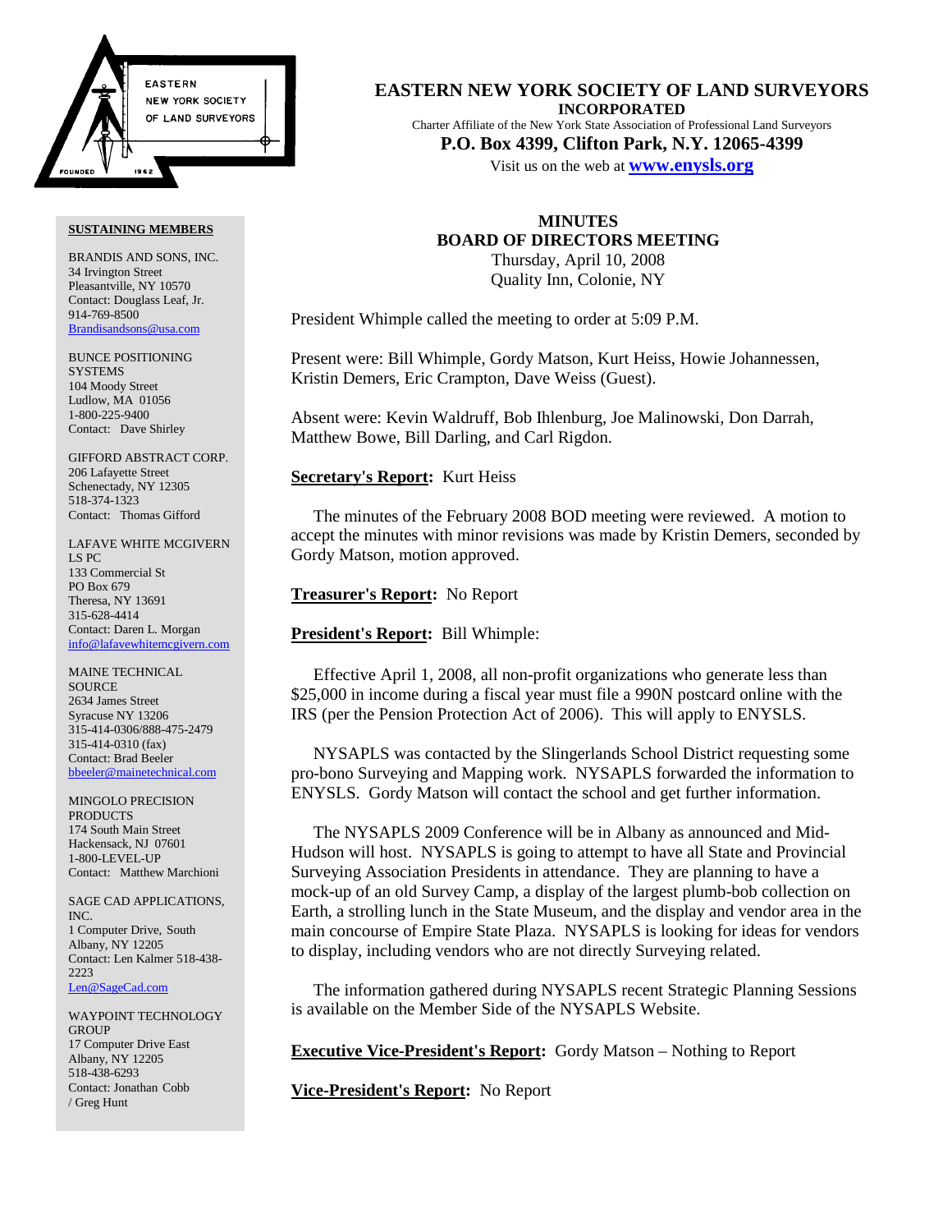# EASTERN NEW YORK SOCIETY OF LAND SURVEYORS

**INCORPORATED**

Charter Affiliate of the New York State Association of Professional Land Surveyors

**P.O. Box 4399, Clifton Park, N.Y. 12065-4399**

Visit us on the web at **www.enysls.org**

**SUSTAINING MEMBERS**

BRANDIS AND SONS, INC.
34 Irvington Street
Pleasantville, NY 10570
Contact: Douglass Leaf, Jr.
914-769-8500
Brandisandsons@usa.com

BUNCE POSITIONING SYSTEMS
104 Moody Street
Ludlow, MA 01056
1-800-225-9400
Contact: Dave Shirley

GIFFORD ABSTRACT CORP.
206 Lafayette Street
Schenectady, NY 12305
518-374-1323
Contact: Thomas Gifford

LAFAVE WHITE MCGIVERN LS PC
133 Commercial St
PO Box 679
Theresa, NY 13691
315-628-4414
Contact: Daren L. Morgan
info@lafavewhitemcgivern.com

MAINE TECHNICAL SOURCE
2634 James Street
Syracuse NY 13206
315-414-0306/888-475-2479
315-414-0310 (fax)
Contact: Brad Beeler
bbeeler@mainetechnical.com

MINGOLO PRECISION PRODUCTS
174 South Main Street
Hackensack, NJ 07601
1-800-LEVEL-UP
Contact: Matthew Marchioni

SAGE CAD APPLICATIONS, INC.
1 Computer Drive, South
Albany, NY 12205
Contact: Len Kalmer 518-438-2223
Len@SageCad.com

WAYPOINT TECHNOLOGY GROUP
17 Computer Drive East
Albany, NY 12205
518-438-6293
Contact: Jonathan Cobb / Greg Hunt

## MINUTES
## BOARD OF DIRECTORS MEETING

Thursday, April 10, 2008
Quality Inn, Colonie, NY

President Whimple called the meeting to order at 5:09 P.M.

Present were: Bill Whimple, Gordy Matson, Kurt Heiss, Howie Johannessen, Kristin Demers, Eric Crampton, Dave Weiss (Guest).

Absent were: Kevin Waldruff, Bob Ihlenburg, Joe Malinowski, Don Darrah, Matthew Bowe, Bill Darling, and Carl Rigdon.

**Secretary's Report:** Kurt Heiss

The minutes of the February 2008 BOD meeting were reviewed. A motion to accept the minutes with minor revisions was made by Kristin Demers, seconded by Gordy Matson, motion approved.

**Treasurer's Report:** No Report

**President's Report:** Bill Whimple:

Effective April 1, 2008, all non-profit organizations who generate less than $25,000 in income during a fiscal year must file a 990N postcard online with the IRS (per the Pension Protection Act of 2006). This will apply to ENYSLS.

NYSAPLS was contacted by the Slingerlands School District requesting some pro-bono Surveying and Mapping work. NYSAPLS forwarded the information to ENYSLS. Gordy Matson will contact the school and get further information.

The NYSAPLS 2009 Conference will be in Albany as announced and Mid-Hudson will host. NYSAPLS is going to attempt to have all State and Provincial Surveying Association Presidents in attendance. They are planning to have a mock-up of an old Survey Camp, a display of the largest plumb-bob collection on Earth, a strolling lunch in the State Museum, and the display and vendor area in the main concourse of Empire State Plaza. NYSAPLS is looking for ideas for vendors to display, including vendors who are not directly Surveying related.

The information gathered during NYSAPLS recent Strategic Planning Sessions is available on the Member Side of the NYSAPLS Website.

**Executive Vice-President's Report:** Gordy Matson – Nothing to Report

**Vice-President's Report:** No Report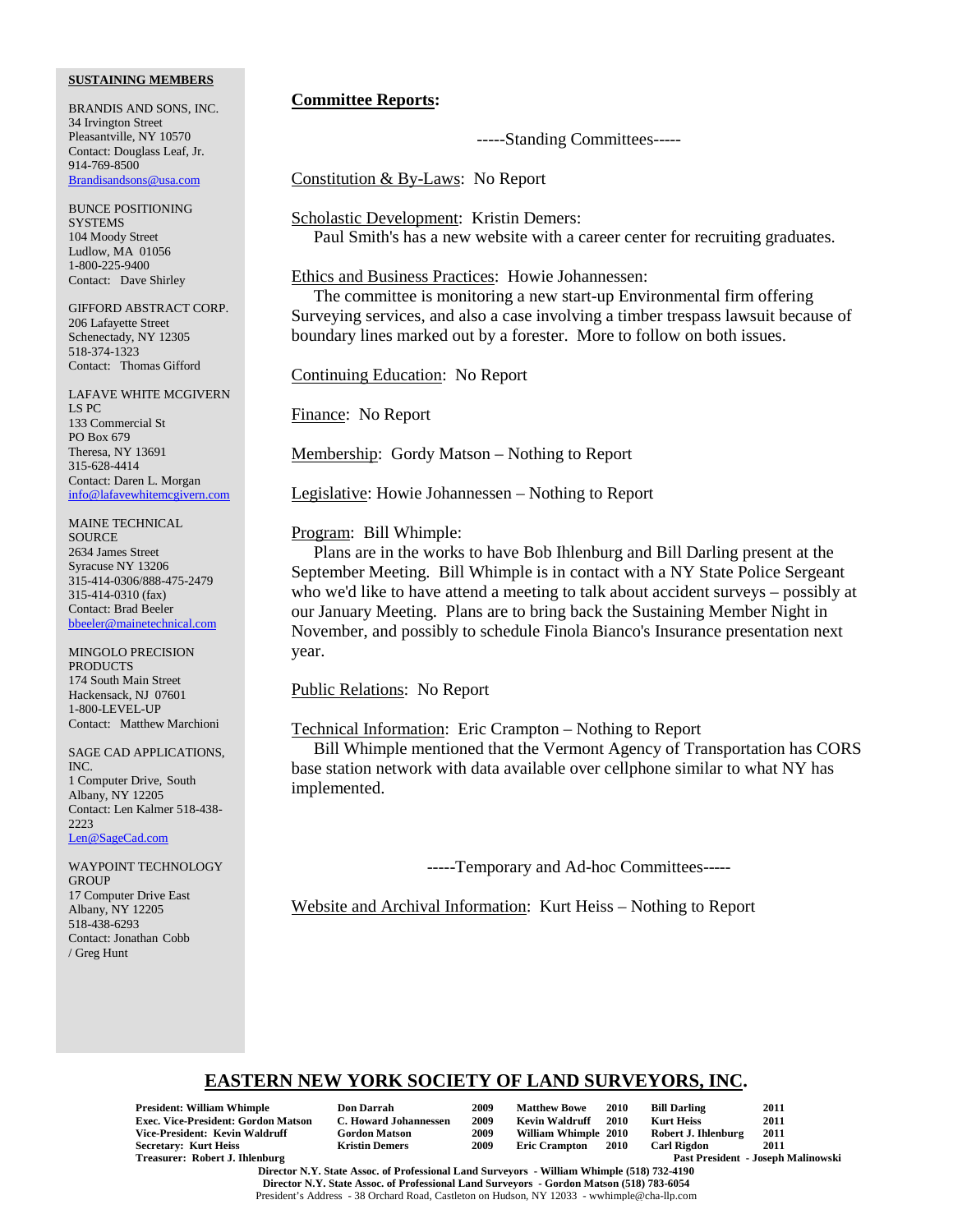**SUSTAINING MEMBERS**

BRANDIS AND SONS, INC.
34 Irvington Street
Pleasantville, NY 10570
Contact: Douglass Leaf, Jr.
914-769-8500
Brandisandsons@usa.com

BUNCE POSITIONING SYSTEMS
104 Moody Street
Ludlow, MA 01056
1-800-225-9400
Contact: Dave Shirley

GIFFORD ABSTRACT CORP.
206 Lafayette Street
Schenectady, NY 12305
518-374-1323
Contact: Thomas Gifford

LAFAVE WHITE MCGIVERN LS PC
133 Commercial St
PO Box 679
Theresa, NY 13691
315-628-4414
Contact: Daren L. Morgan
info@lafavewhitemcgivern.com

MAINE TECHNICAL SOURCE
2634 James Street
Syracuse NY 13206
315-414-0306/888-475-2479
315-414-0310 (fax)
Contact: Brad Beeler
bbeeler@mainetechnical.com

MINGOLO PRECISION PRODUCTS
174 South Main Street
Hackensack, NJ 07601
1-800-LEVEL-UP
Contact: Matthew Marchioni

SAGE CAD APPLICATIONS, INC.
1 Computer Drive, South
Albany, NY 12205
Contact: Len Kalmer 518-438-2223
Len@SageCad.com

WAYPOINT TECHNOLOGY GROUP
17 Computer Drive East
Albany, NY 12205
518-438-6293
Contact: Jonathan Cobb / Greg Hunt

## Committee Reports:

-----Standing Committees-----

Constitution & By-Laws: No Report

Scholastic Development: Kristin Demers:
Paul Smith's has a new website with a career center for recruiting graduates.

Ethics and Business Practices: Howie Johannessen:
The committee is monitoring a new start-up Environmental firm offering Surveying services, and also a case involving a timber trespass lawsuit because of boundary lines marked out by a forester. More to follow on both issues.

Continuing Education: No Report

Finance: No Report

Membership: Gordy Matson – Nothing to Report

Legislative: Howie Johannessen – Nothing to Report

Program: Bill Whimple:
Plans are in the works to have Bob Ihlenburg and Bill Darling present at the September Meeting. Bill Whimple is in contact with a NY State Police Sergeant who we'd like to have attend a meeting to talk about accident surveys – possibly at our January Meeting. Plans are to bring back the Sustaining Member Night in November, and possibly to schedule Finola Bianco's Insurance presentation next year.

Public Relations: No Report

Technical Information: Eric Crampton – Nothing to Report
Bill Whimple mentioned that the Vermont Agency of Transportation has CORS base station network with data available over cellphone similar to what NY has implemented.

-----Temporary and Ad-hoc Committees-----

Website and Archival Information: Kurt Heiss – Nothing to Report

## EASTERN NEW YORK SOCIETY OF LAND SURVEYORS, INC.

| Officers | | | | | | |
|---|---|---|---|---|---|---|
| **President: William Whimple** | **Don Darrah** | **2009** | **Matthew Bowe** | **2010** | **Bill Darling** | **2011** |
| **Exec. Vice-President: Gordon Matson** | **C. Howard Johannessen** | **2009** | **Kevin Waldruff** | **2010** | **Kurt Heiss** | **2011** |
| **Vice-President: Kevin Waldruff** | **Gordon Matson** | **2009** | **William Whimple** | **2010** | **Robert J. Ihlenburg** | **2011** |
| **Secretary: Kurt Heiss** | **Kristin Demers** | **2009** | **Eric Crampton** | **2010** | **Carl Rigdon** | **2011** |
| **Treasurer: Robert J. Ihlenburg** | | | | | **Past President - Joseph Malinowski** | |

**Director N.Y. State Assoc. of Professional Land Surveyors - William Whimple (518) 732-4190**
**Director N.Y. State Assoc. of Professional Land Surveyors - Gordon Matson (518) 783-6054**
President's Address - 38 Orchard Road, Castleton on Hudson, NY 12033 - wwhimple@cha-llp.com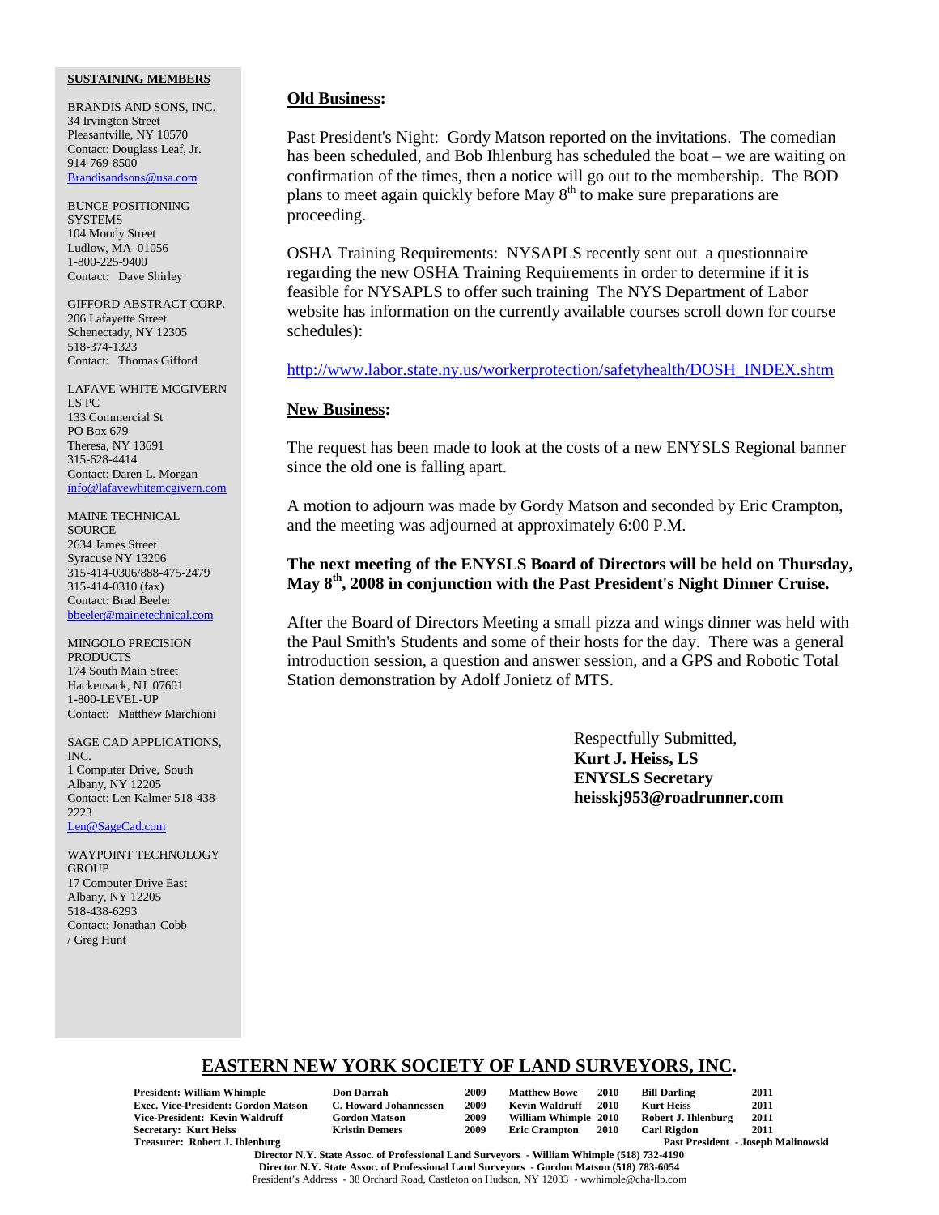**SUSTAINING MEMBERS**

BRANDIS AND SONS, INC.
34 Irvington Street
Pleasantville, NY 10570
Contact: Douglass Leaf, Jr.
914-769-8500
Brandisandsons@usa.com

BUNCE POSITIONING SYSTEMS
104 Moody Street
Ludlow, MA 01056
1-800-225-9400
Contact: Dave Shirley

GIFFORD ABSTRACT CORP.
206 Lafayette Street
Schenectady, NY 12305
518-374-1323
Contact: Thomas Gifford

LAFAVE WHITE MCGIVERN LS PC
133 Commercial St
PO Box 679
Theresa, NY 13691
315-628-4414
Contact: Daren L. Morgan
info@lafavewhitemcgivern.com

MAINE TECHNICAL SOURCE
2634 James Street
Syracuse NY 13206
315-414-0306/888-475-2479
315-414-0310 (fax)
Contact: Brad Beeler
bbeeler@mainetechnical.com

MINGOLO PRECISION PRODUCTS
174 South Main Street
Hackensack, NJ 07601
1-800-LEVEL-UP
Contact: Matthew Marchioni

SAGE CAD APPLICATIONS, INC.
1 Computer Drive, South
Albany, NY 12205
Contact: Len Kalmer 518-438-2223
Len@SageCad.com

WAYPOINT TECHNOLOGY GROUP
17 Computer Drive East
Albany, NY 12205
518-438-6293
Contact: Jonathan Cobb / Greg Hunt

**Old Business:**

Past President's Night: Gordy Matson reported on the invitations. The comedian has been scheduled, and Bob Ihlenburg has scheduled the boat – we are waiting on confirmation of the times, then a notice will go out to the membership. The BOD plans to meet again quickly before May 8th to make sure preparations are proceeding.

OSHA Training Requirements: NYSAPLS recently sent out a questionnaire regarding the new OSHA Training Requirements in order to determine if it is feasible for NYSAPLS to offer such training The NYS Department of Labor website has information on the currently available courses scroll down for course schedules):

http://www.labor.state.ny.us/workerprotection/safetyhealth/DOSH_INDEX.shtm

**New Business:**

The request has been made to look at the costs of a new ENYSLS Regional banner since the old one is falling apart.

A motion to adjourn was made by Gordy Matson and seconded by Eric Crampton, and the meeting was adjourned at approximately 6:00 P.M.

**The next meeting of the ENYSLS Board of Directors will be held on Thursday, May 8th, 2008 in conjunction with the Past President's Night Dinner Cruise.**

After the Board of Directors Meeting a small pizza and wings dinner was held with the Paul Smith's Students and some of their hosts for the day. There was a general introduction session, a question and answer session, and a GPS and Robotic Total Station demonstration by Adolf Jonietz of MTS.

Respectfully Submitted,
**Kurt J. Heiss, LS**
**ENYSLS Secretary**
**heisskj953@roadrunner.com**

## EASTERN NEW YORK SOCIETY OF LAND SURVEYORS, INC.

| | | | | | | | |
|---|---|---|---|---|---|---|---|
| **President: William Whimple** | **Don Darrah** | **2009** | **Matthew Bowe** | **2010** | **Bill Darling** | **2011** |
| **Exec. Vice-President: Gordon Matson** | **C. Howard Johannessen** | **2009** | **Kevin Waldruff** | **2010** | **Kurt Heiss** | **2011** |
| **Vice-President: Kevin Waldruff** | **Gordon Matson** | **2009** | **William Whimple** | **2010** | **Robert J. Ihlenburg** | **2011** |
| **Secretary: Kurt Heiss** | **Kristin Demers** | **2009** | **Eric Crampton** | **2010** | **Carl Rigdon** | **2011** |
| **Treasurer: Robert J. Ihlenburg** | | | | | **Past President - Joseph Malinowski** | |

**Director N.Y. State Assoc. of Professional Land Surveyors - William Whimple (518) 732-4190**
**Director N.Y. State Assoc. of Professional Land Surveyors - Gordon Matson (518) 783-6054**
President's Address - 38 Orchard Road, Castleton on Hudson, NY 12033 - wwhimple@cha-llp.com